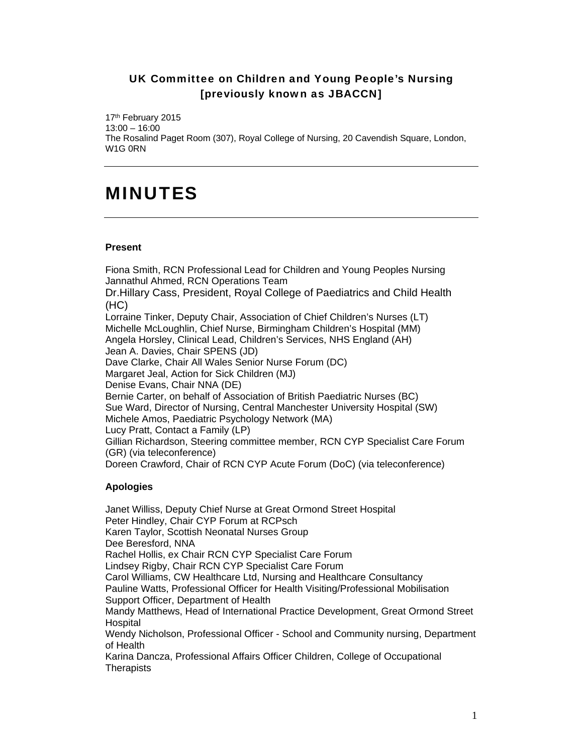## UK Committee on Children and Young People's Nursing [previously known as JBACCN]

17th February 2015
13:00 – 16:00
The Rosalind Paget Room (307), Royal College of Nursing, 20 Cavendish Square, London, W1G 0RN

---

# MINUTES

---

**Present**

Fiona Smith, RCN Professional Lead for Children and Young Peoples Nursing
Jannathul Ahmed, RCN Operations Team
Dr.Hillary Cass, President, Royal College of Paediatrics and Child Health (HC)
Lorraine Tinker, Deputy Chair, Association of Chief Children's Nurses (LT)
Michelle McLoughlin, Chief Nurse, Birmingham Children's Hospital (MM)
Angela Horsley, Clinical Lead, Children's Services, NHS England (AH)
Jean A. Davies, Chair SPENS (JD)
Dave Clarke, Chair All Wales Senior Nurse Forum (DC)
Margaret Jeal, Action for Sick Children (MJ)
Denise Evans, Chair NNA (DE)
Bernie Carter, on behalf of Association of British Paediatric Nurses (BC)
Sue Ward, Director of Nursing, Central Manchester University Hospital (SW)
Michele Amos, Paediatric Psychology Network (MA)
Lucy Pratt, Contact a Family (LP)
Gillian Richardson, Steering committee member, RCN CYP Specialist Care Forum (GR) (via teleconference)
Doreen Crawford, Chair of RCN CYP Acute Forum (DoC) (via teleconference)

**Apologies**

Janet Williss, Deputy Chief Nurse at Great Ormond Street Hospital
Peter Hindley, Chair CYP Forum at RCPsch
Karen Taylor, Scottish Neonatal Nurses Group
Dee Beresford, NNA
Rachel Hollis, ex Chair RCN CYP Specialist Care Forum
Lindsey Rigby, Chair RCN CYP Specialist Care Forum
Carol Williams, CW Healthcare Ltd, Nursing and Healthcare Consultancy
Pauline Watts, Professional Officer for Health Visiting/Professional Mobilisation Support Officer, Department of Health
Mandy Matthews, Head of International Practice Development, Great Ormond Street Hospital
Wendy Nicholson, Professional Officer - School and Community nursing, Department of Health
Karina Dancza, Professional Affairs Officer Children, College of Occupational Therapists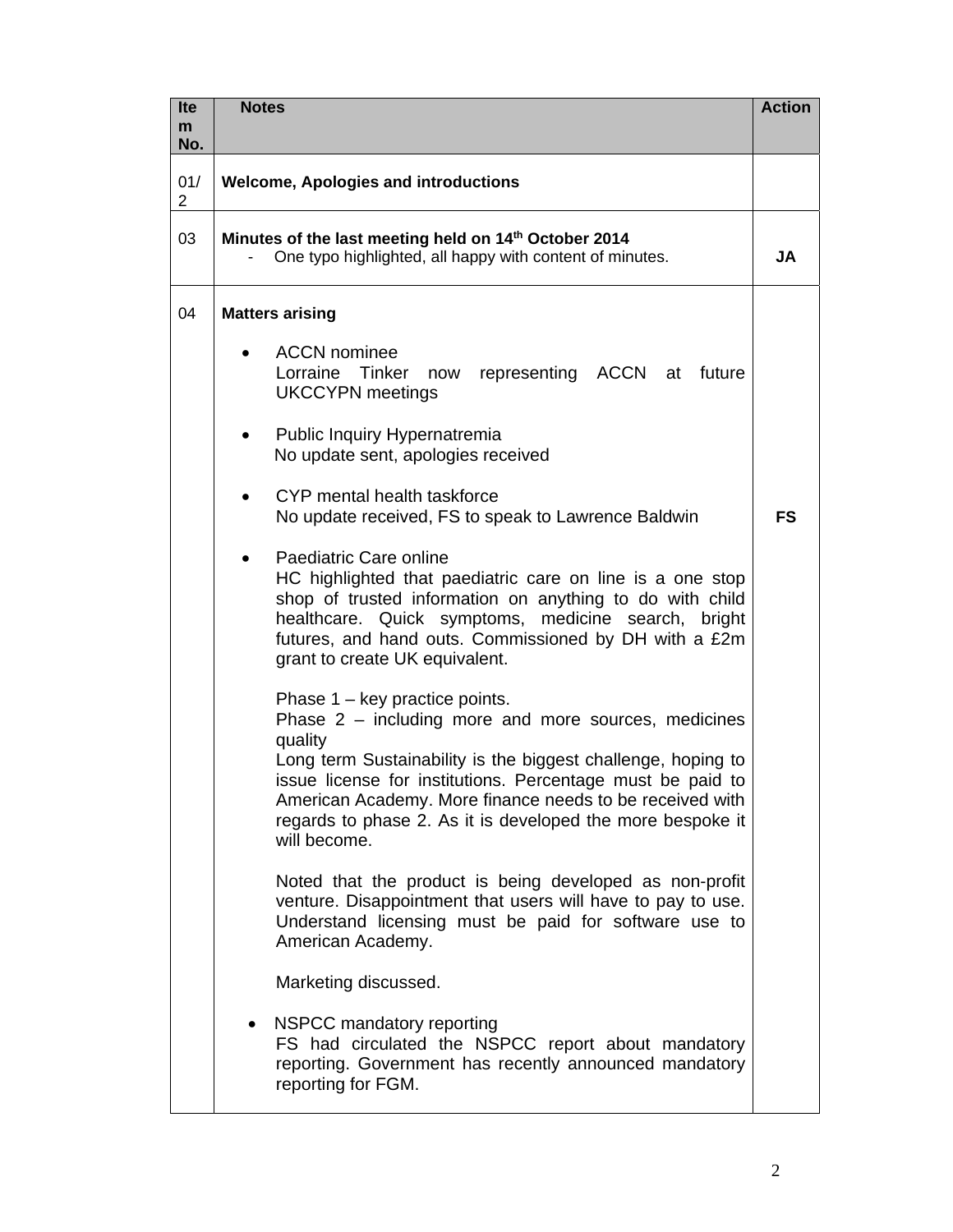| Item No. | Notes | Action |
|---|---|---|
| 01/2 | **Welcome, Apologies and introductions** | |
| 03 | **Minutes of the last meeting held on 14th October 2014**<br>- One typo highlighted, all happy with content of minutes. | **JA** |
| 04 | **Matters arising**<br><br>• ACCN nominee<br>Lorraine Tinker now representing ACCN at future UKCCYPN meetings<br><br>• Public Inquiry Hypernatremia<br>No update sent, apologies received<br><br>• CYP mental health taskforce<br>No update received, FS to speak to Lawrence Baldwin<br><br>• Paediatric Care online<br>HC highlighted that paediatric care on line is a one stop shop of trusted information on anything to do with child healthcare. Quick symptoms, medicine search, bright futures, and hand outs. Commissioned by DH with a £2m grant to create UK equivalent.<br><br>Phase 1 – key practice points.<br>Phase 2 – including more and more sources, medicines quality<br>Long term Sustainability is the biggest challenge, hoping to issue license for institutions. Percentage must be paid to American Academy. More finance needs to be received with regards to phase 2. As it is developed the more bespoke it will become.<br><br>Noted that the product is being developed as non-profit venture. Disappointment that users will have to pay to use. Understand licensing must be paid for software use to American Academy.<br><br>Marketing discussed.<br><br>• NSPCC mandatory reporting<br>FS had circulated the NSPCC report about mandatory reporting. Government has recently announced mandatory reporting for FGM. | **FS** |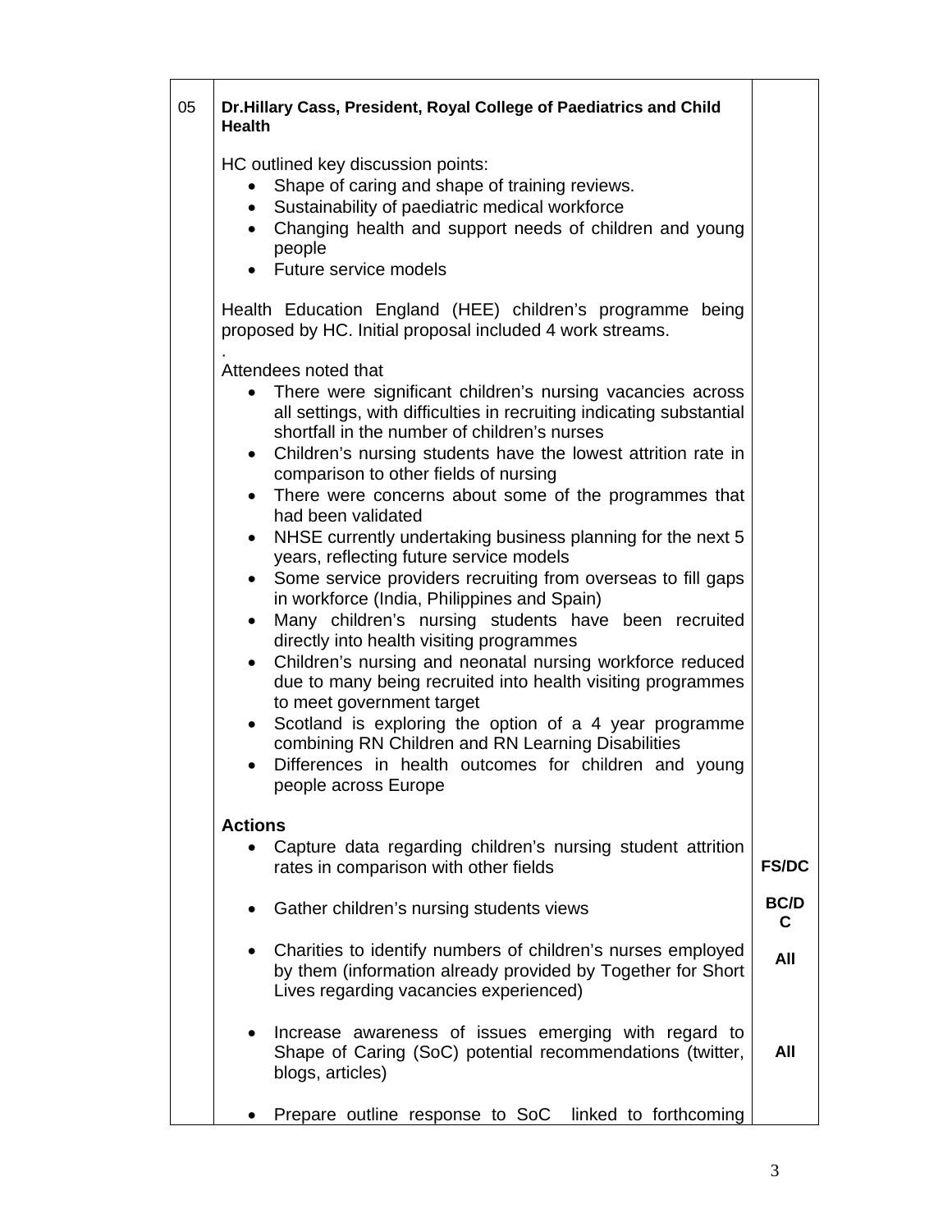| | | |
|---|---|---|
| 05 | **Dr.Hillary Cass, President, Royal College of Paediatrics and Child Health**<br><br>HC outlined key discussion points:<br>• Shape of caring and shape of training reviews.<br>• Sustainability of paediatric medical workforce<br>• Changing health and support needs of children and young people<br>• Future service models<br><br>Health Education England (HEE) children's programme being proposed by HC. Initial proposal included 4 work streams.<br>.<br>Attendees noted that<br>• There were significant children's nursing vacancies across all settings, with difficulties in recruiting indicating substantial shortfall in the number of children's nurses<br>• Children's nursing students have the lowest attrition rate in comparison to other fields of nursing<br>• There were concerns about some of the programmes that had been validated<br>• NHSE currently undertaking business planning for the next 5 years, reflecting future service models<br>• Some service providers recruiting from overseas to fill gaps in workforce (India, Philippines and Spain)<br>• Many children's nursing students have been recruited directly into health visiting programmes<br>• Children's nursing and neonatal nursing workforce reduced due to many being recruited into health visiting programmes to meet government target<br>• Scotland is exploring the option of a 4 year programme combining RN Children and RN Learning Disabilities<br>• Differences in health outcomes for children and young people across Europe<br><br>**Actions** | |
| | • Capture data regarding children's nursing student attrition rates in comparison with other fields | **FS/DC** |
| | • Gather children's nursing students views | **BC/DC** |
| | • Charities to identify numbers of children's nurses employed by them (information already provided by Together for Short Lives regarding vacancies experienced) | **All** |
| | • Increase awareness of issues emerging with regard to Shape of Caring (SoC) potential recommendations (twitter, blogs, articles) | **All** |
| | • Prepare outline response to SoC linked to forthcoming | |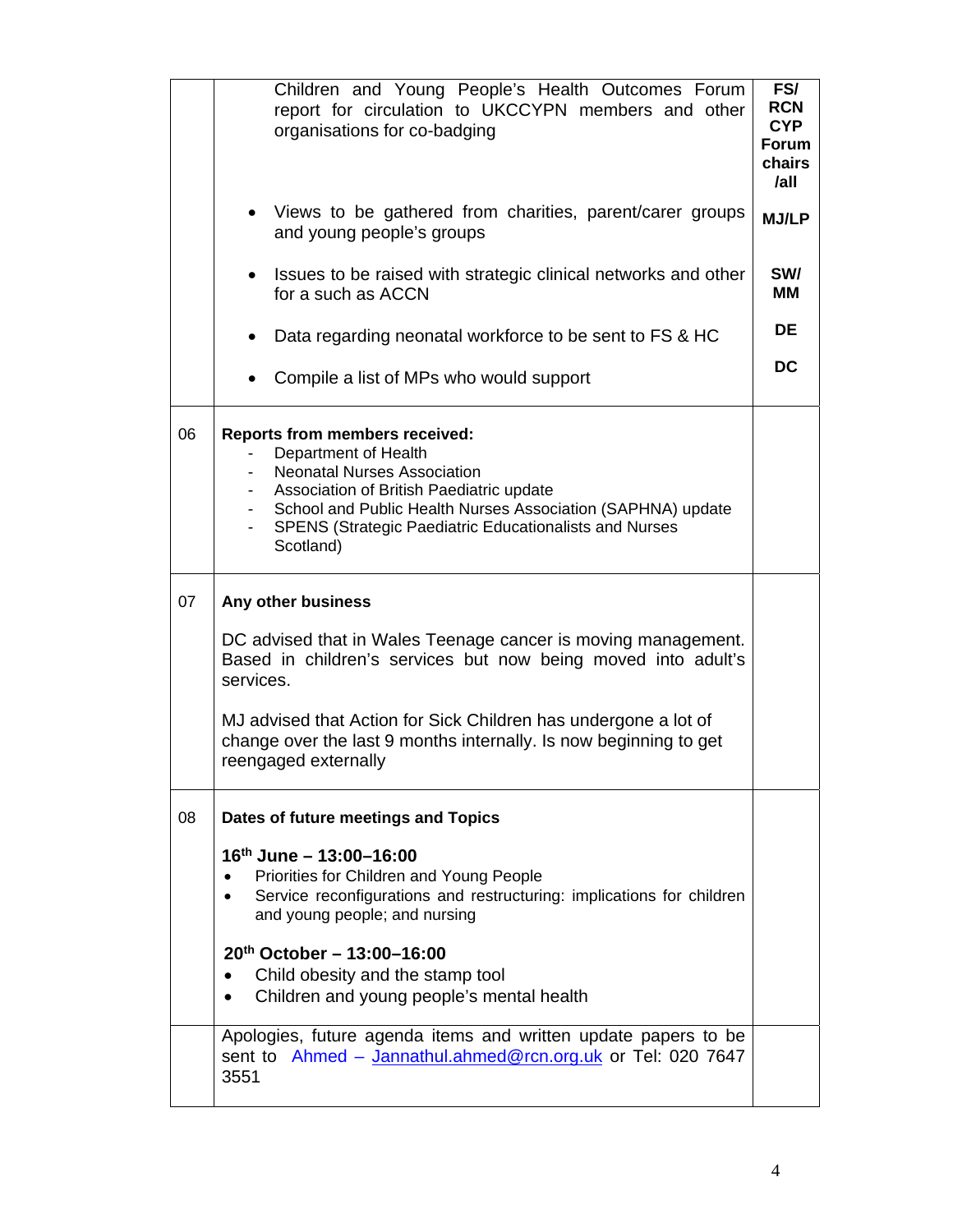| | | |
|---|---|---|
| | Children and Young People's Health Outcomes Forum report for circulation to UKCCYPN members and other organisations for co-badging | FS/ RCN CYP Forum chairs /all |
| | • Views to be gathered from charities, parent/carer groups and young people's groups | MJ/LP |
| | • Issues to be raised with strategic clinical networks and other for a such as ACCN | SW/ MM |
| | • Data regarding neonatal workforce to be sent to FS & HC | DE |
| | • Compile a list of MPs who would support | DC |
| 06 | **Reports from members received:**<br>- Department of Health<br>- Neonatal Nurses Association<br>- Association of British Paediatric update<br>- School and Public Health Nurses Association (SAPHNA) update<br>- SPENS (Strategic Paediatric Educationalists and Nurses Scotland) | |
| 07 | **Any other business**<br><br>DC advised that in Wales Teenage cancer is moving management. Based in children's services but now being moved into adult's services.<br><br>MJ advised that Action for Sick Children has undergone a lot of change over the last 9 months internally. Is now beginning to get reengaged externally | |
| 08 | **Dates of future meetings and Topics**<br><br>**16th June – 13:00–16:00**<br>• Priorities for Children and Young People<br>• Service reconfigurations and restructuring: implications for children and young people; and nursing<br><br>**20th October – 13:00–16:00**<br>• Child obesity and the stamp tool<br>• Children and young people's mental health | |
| | Apologies, future agenda items and written update papers to be sent to Ahmed – Jannathul.ahmed@rcn.org.uk or Tel: 020 7647 3551 | |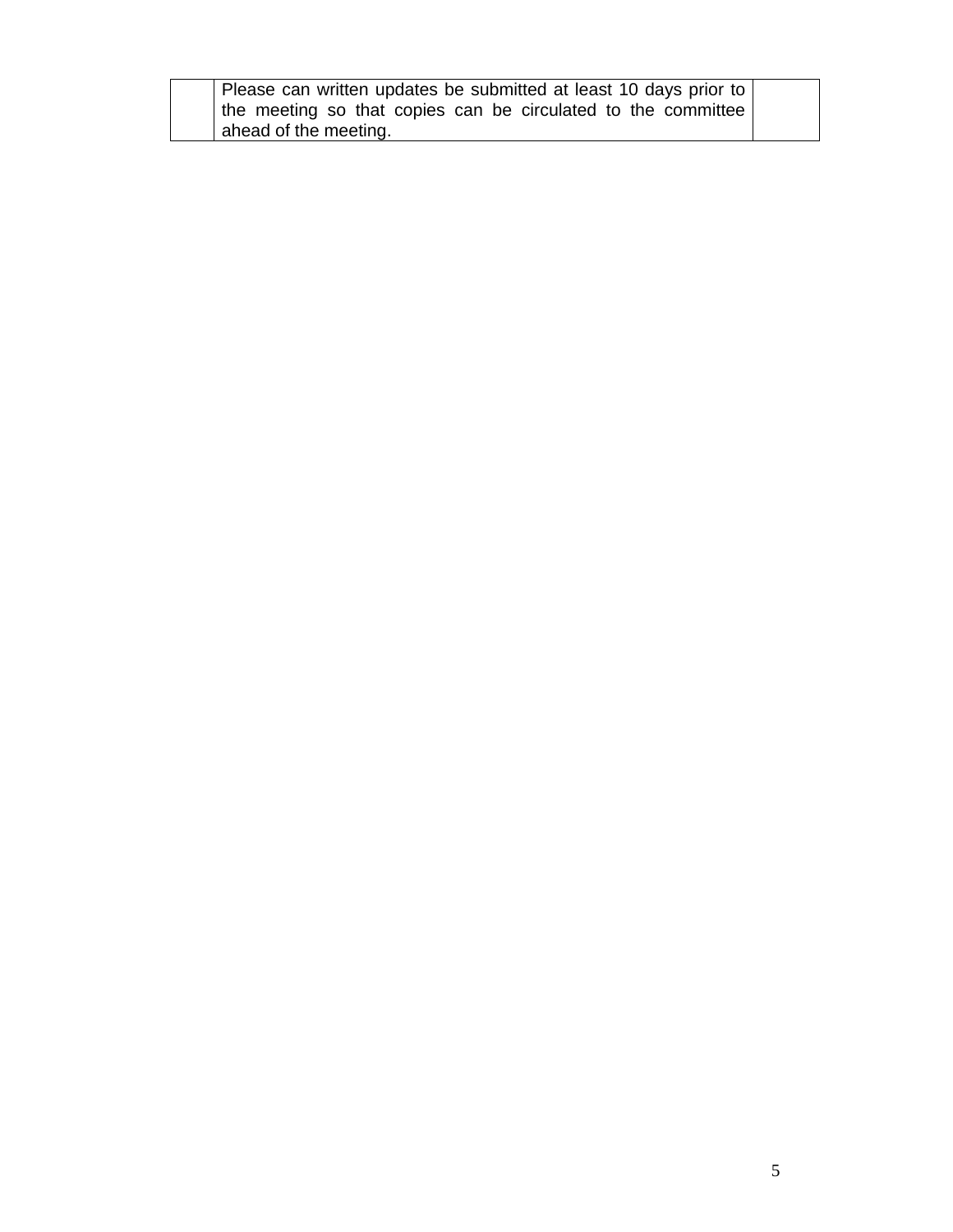| | | |
|---|---|---|
| | Please can written updates be submitted at least 10 days prior to the meeting so that copies can be circulated to the committee ahead of the meeting. | |